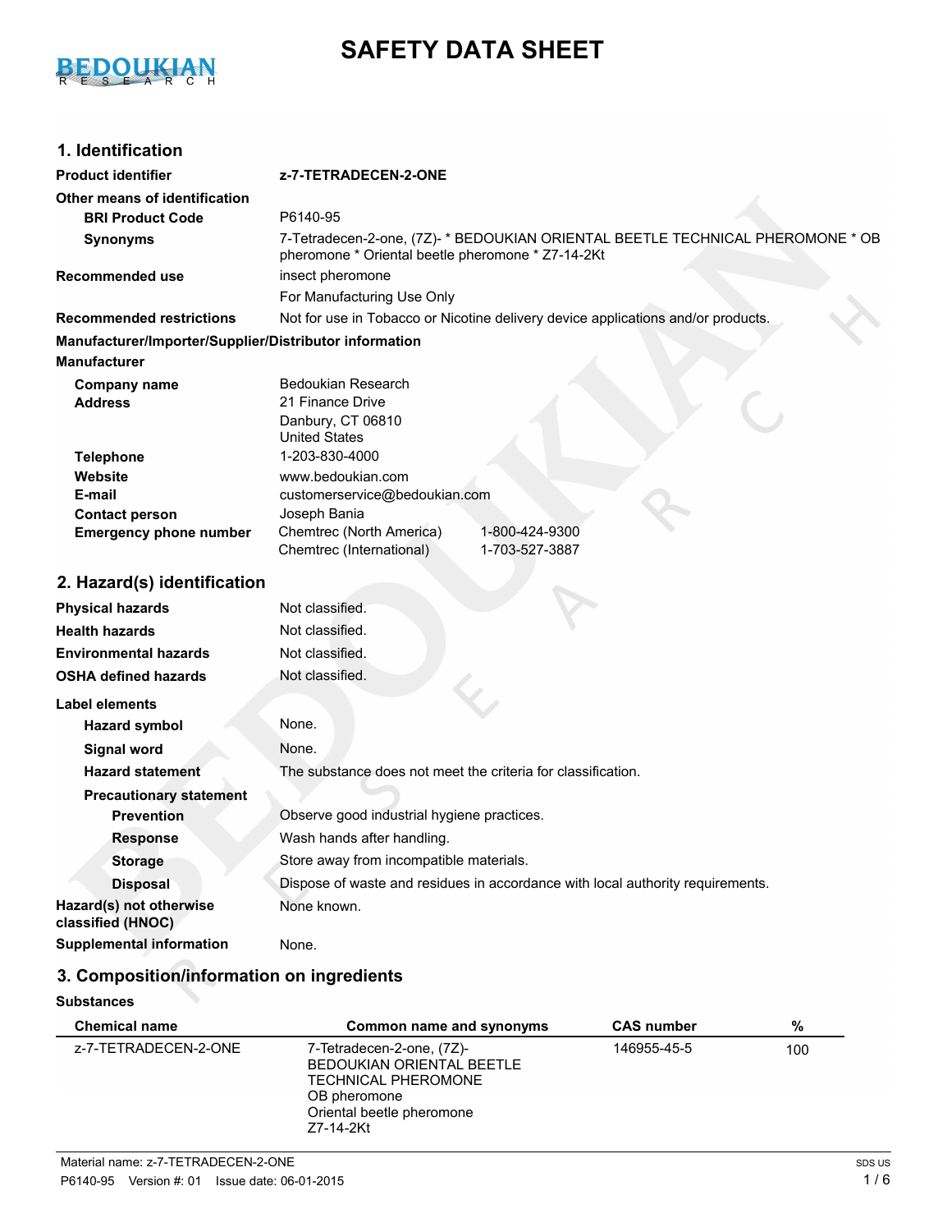# SAFETY DATA SHEET

## 1. Identification

**Product identifier** z-7-TETRADECEN-2-ONE

**Other means of identification**

**BRI Product Code** P6140-95

**Synonyms** 7-Tetradecen-2-one, (7Z)- * BEDOUKIAN ORIENTAL BEETLE TECHNICAL PHEROMONE * OB pheromone * Oriental beetle pheromone * Z7-14-2Kt

**Recommended use** insect pheromone

For Manufacturing Use Only

**Recommended restrictions** Not for use in Tobacco or Nicotine delivery device applications and/or products.

**Manufacturer/Importer/Supplier/Distributor information**

**Manufacturer**

**Company name** Bedoukian Research

**Address** 21 Finance Drive
Danbury, CT 06810
United States

**Telephone** 1-203-830-4000

**Website** www.bedoukian.com

**E-mail** customerservice@bedoukian.com

**Contact person** Joseph Bania

**Emergency phone number** Chemtrec (North America) 1-800-424-9300
Chemtrec (International) 1-703-527-3887

## 2. Hazard(s) identification

**Physical hazards** Not classified.

**Health hazards** Not classified.

**Environmental hazards** Not classified.

**OSHA defined hazards** Not classified.

**Label elements**

**Hazard symbol** None.

**Signal word** None.

**Hazard statement** The substance does not meet the criteria for classification.

**Precautionary statement**

**Prevention** Observe good industrial hygiene practices.

**Response** Wash hands after handling.

**Storage** Store away from incompatible materials.

**Disposal** Dispose of waste and residues in accordance with local authority requirements.

**Hazard(s) not otherwise classified (HNOC)** None known.

**Supplemental information** None.

## 3. Composition/information on ingredients

**Substances**

| Chemical name | Common name and synonyms | CAS number | % |
|---|---|---|---|
| z-7-TETRADECEN-2-ONE | 7-Tetradecen-2-one, (7Z)-<br>BEDOUKIAN ORIENTAL BEETLE TECHNICAL PHEROMONE<br>OB pheromone<br>Oriental beetle pheromone<br>Z7-14-2Kt | 146955-45-5 | 100 |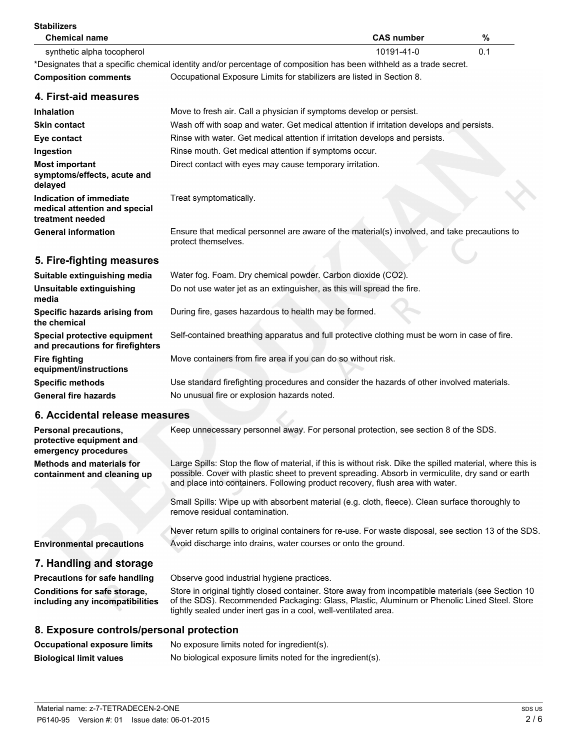**Stabilizers**

| Chemical name | CAS number | % |
| --- | --- | --- |
| synthetic alpha tocopherol | 10191-41-0 | 0.1 |

*Designates that a specific chemical identity and/or percentage of composition has been withheld as a trade secret.

**Composition comments** Occupational Exposure Limits for stabilizers are listed in Section 8.

## 4. First-aid measures

**Inhalation** Move to fresh air. Call a physician if symptoms develop or persist.

**Skin contact** Wash off with soap and water. Get medical attention if irritation develops and persists.

**Eye contact** Rinse with water. Get medical attention if irritation develops and persists.

**Ingestion** Rinse mouth. Get medical attention if symptoms occur.

**Most important symptoms/effects, acute and delayed** Direct contact with eyes may cause temporary irritation.

**Indication of immediate medical attention and special treatment needed** Treat symptomatically.

**General information** Ensure that medical personnel are aware of the material(s) involved, and take precautions to protect themselves.

## 5. Fire-fighting measures

**Suitable extinguishing media** Water fog. Foam. Dry chemical powder. Carbon dioxide ($CO_2$).

**Unsuitable extinguishing media** Do not use water jet as an extinguisher, as this will spread the fire.

**Specific hazards arising from the chemical** During fire, gases hazardous to health may be formed.

**Special protective equipment and precautions for firefighters** Self-contained breathing apparatus and full protective clothing must be worn in case of fire.

**Fire fighting equipment/instructions** Move containers from fire area if you can do so without risk.

**Specific methods** Use standard firefighting procedures and consider the hazards of other involved materials.

**General fire hazards** No unusual fire or explosion hazards noted.

## 6. Accidental release measures

**Personal precautions, protective equipment and emergency procedures** Keep unnecessary personnel away. For personal protection, see section 8 of the SDS.

**Methods and materials for containment and cleaning up** Large Spills: Stop the flow of material, if this is without risk. Dike the spilled material, where this is possible. Cover with plastic sheet to prevent spreading. Absorb in vermiculite, dry sand or earth and place into containers. Following product recovery, flush area with water.

Small Spills: Wipe up with absorbent material (e.g. cloth, fleece). Clean surface thoroughly to remove residual contamination.

Never return spills to original containers for re-use. For waste disposal, see section 13 of the SDS.

**Environmental precautions** Avoid discharge into drains, water courses or onto the ground.

## 7. Handling and storage

**Precautions for safe handling** Observe good industrial hygiene practices.

**Conditions for safe storage, including any incompatibilities** Store in original tightly closed container. Store away from incompatible materials (see Section 10 of the SDS). Recommended Packaging: Glass, Plastic, Aluminum or Phenolic Lined Steel. Store tightly sealed under inert gas in a cool, well-ventilated area.

## 8. Exposure controls/personal protection

**Occupational exposure limits** No exposure limits noted for ingredient(s).

**Biological limit values** No biological exposure limits noted for the ingredient(s).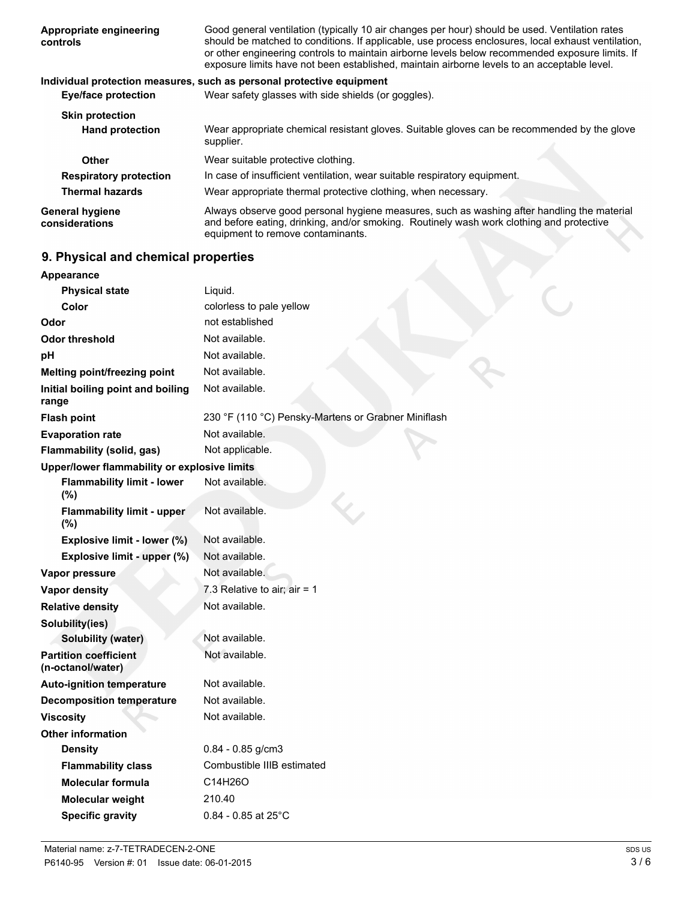| | |
|---|---|
| **Appropriate engineering controls** | Good general ventilation (typically 10 air changes per hour) should be used. Ventilation rates should be matched to conditions. If applicable, use process enclosures, local exhaust ventilation, or other engineering controls to maintain airborne levels below recommended exposure limits. If exposure limits have not been established, maintain airborne levels to an acceptable level. |

**Individual protection measures, such as personal protective equipment**

| | |
|---|---|
| **Eye/face protection** | Wear safety glasses with side shields (or goggles). |
| **Skin protection** | |
| **Hand protection** | Wear appropriate chemical resistant gloves. Suitable gloves can be recommended by the glove supplier. |
| **Other** | Wear suitable protective clothing. |
| **Respiratory protection** | In case of insufficient ventilation, wear suitable respiratory equipment. |
| **Thermal hazards** | Wear appropriate thermal protective clothing, when necessary. |
| **General hygiene considerations** | Always observe good personal hygiene measures, such as washing after handling the material and before eating, drinking, and/or smoking. Routinely wash work clothing and protective equipment to remove contaminants. |

## 9. Physical and chemical properties

| | |
|---|---|
| **Appearance** | |
| **Physical state** | Liquid. |
| **Color** | colorless to pale yellow |
| **Odor** | not established |
| **Odor threshold** | Not available. |
| **pH** | Not available. |
| **Melting point/freezing point** | Not available. |
| **Initial boiling point and boiling range** | Not available. |
| **Flash point** | 230 °F (110 °C) Pensky-Martens or Grabner Miniflash |
| **Evaporation rate** | Not available. |
| **Flammability (solid, gas)** | Not applicable. |
| **Upper/lower flammability or explosive limits** | |
| **Flammability limit - lower (%)** | Not available. |
| **Flammability limit - upper (%)** | Not available. |
| **Explosive limit - lower (%)** | Not available. |
| **Explosive limit - upper (%)** | Not available. |
| **Vapor pressure** | Not available. |
| **Vapor density** | 7.3 Relative to air; air = 1 |
| **Relative density** | Not available. |
| **Solubility(ies)** | |
| **Solubility (water)** | Not available. |
| **Partition coefficient (n-octanol/water)** | Not available. |
| **Auto-ignition temperature** | Not available. |
| **Decomposition temperature** | Not available. |
| **Viscosity** | Not available. |
| **Other information** | |
| **Density** | 0.84 - 0.85 g/cm3 |
| **Flammability class** | Combustible IIIB estimated |
| **Molecular formula** | $C_{14}H_{26}O$ |
| **Molecular weight** | 210.40 |
| **Specific gravity** | 0.84 - 0.85 at 25°C |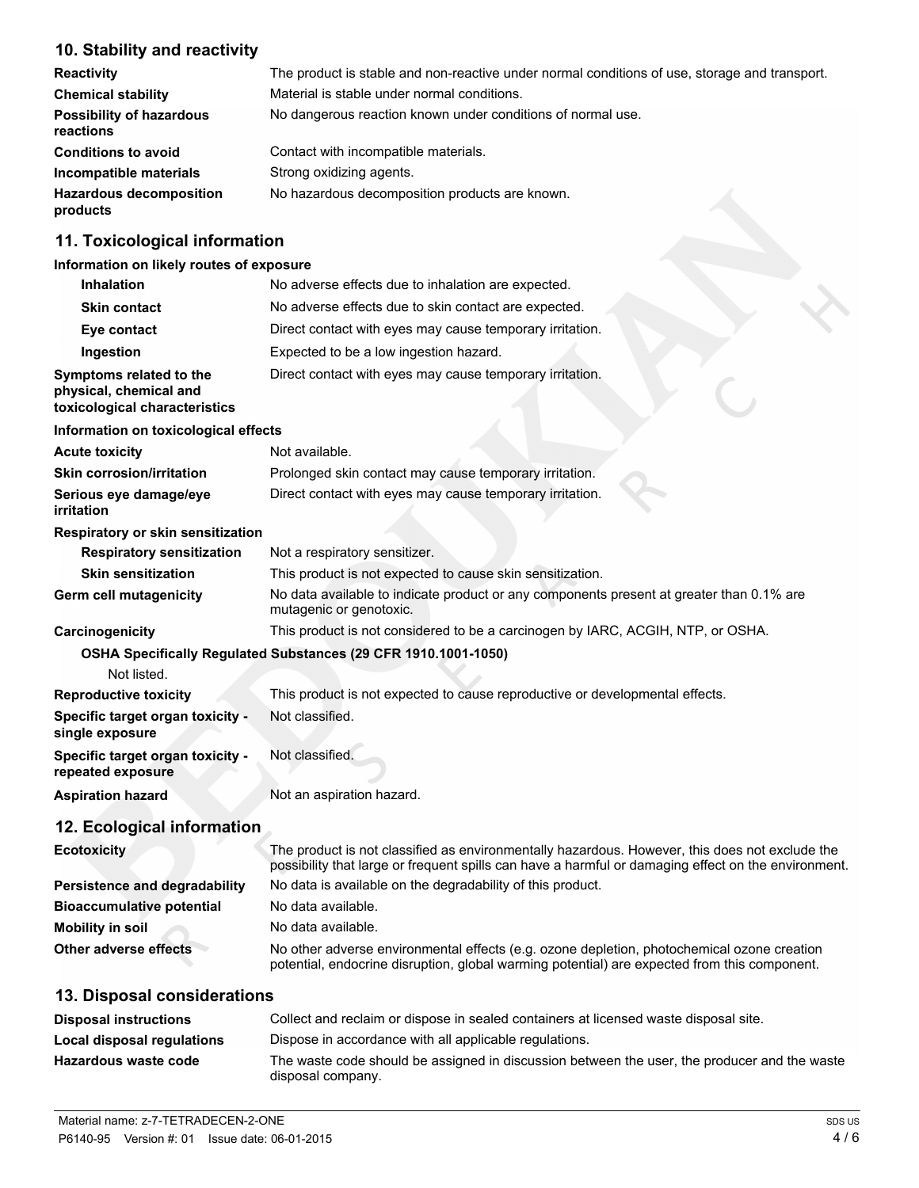## 10. Stability and reactivity

| | |
|---|---|
| **Reactivity** | The product is stable and non-reactive under normal conditions of use, storage and transport. |
| **Chemical stability** | Material is stable under normal conditions. |
| **Possibility of hazardous reactions** | No dangerous reaction known under conditions of normal use. |
| **Conditions to avoid** | Contact with incompatible materials. |
| **Incompatible materials** | Strong oxidizing agents. |
| **Hazardous decomposition products** | No hazardous decomposition products are known. |

## 11. Toxicological information

**Information on likely routes of exposure**

| | |
|---|---|
| **Inhalation** | No adverse effects due to inhalation are expected. |
| **Skin contact** | No adverse effects due to skin contact are expected. |
| **Eye contact** | Direct contact with eyes may cause temporary irritation. |
| **Ingestion** | Expected to be a low ingestion hazard. |
| **Symptoms related to the physical, chemical and toxicological characteristics** | Direct contact with eyes may cause temporary irritation. |

**Information on toxicological effects**

| | |
|---|---|
| **Acute toxicity** | Not available. |
| **Skin corrosion/irritation** | Prolonged skin contact may cause temporary irritation. |
| **Serious eye damage/eye irritation** | Direct contact with eyes may cause temporary irritation. |

**Respiratory or skin sensitization**

| | |
|---|---|
| **Respiratory sensitization** | Not a respiratory sensitizer. |
| **Skin sensitization** | This product is not expected to cause skin sensitization. |
| **Germ cell mutagenicity** | No data available to indicate product or any components present at greater than 0.1% are mutagenic or genotoxic. |
| **Carcinogenicity** | This product is not considered to be a carcinogen by IARC, ACGIH, NTP, or OSHA. |

**OSHA Specifically Regulated Substances (29 CFR 1910.1001-1050)**

Not listed.

| | |
|---|---|
| **Reproductive toxicity** | This product is not expected to cause reproductive or developmental effects. |
| **Specific target organ toxicity - single exposure** | Not classified. |
| **Specific target organ toxicity - repeated exposure** | Not classified. |
| **Aspiration hazard** | Not an aspiration hazard. |

## 12. Ecological information

| | |
|---|---|
| **Ecotoxicity** | The product is not classified as environmentally hazardous. However, this does not exclude the possibility that large or frequent spills can have a harmful or damaging effect on the environment. |
| **Persistence and degradability** | No data is available on the degradability of this product. |
| **Bioaccumulative potential** | No data available. |
| **Mobility in soil** | No data available. |
| **Other adverse effects** | No other adverse environmental effects (e.g. ozone depletion, photochemical ozone creation potential, endocrine disruption, global warming potential) are expected from this component. |

## 13. Disposal considerations

| | |
|---|---|
| **Disposal instructions** | Collect and reclaim or dispose in sealed containers at licensed waste disposal site. |
| **Local disposal regulations** | Dispose in accordance with all applicable regulations. |
| **Hazardous waste code** | The waste code should be assigned in discussion between the user, the producer and the waste disposal company. |

Material name: z-7-TETRADECEN-2-ONE
P6140-95 Version #: 01 Issue date: 06-01-2015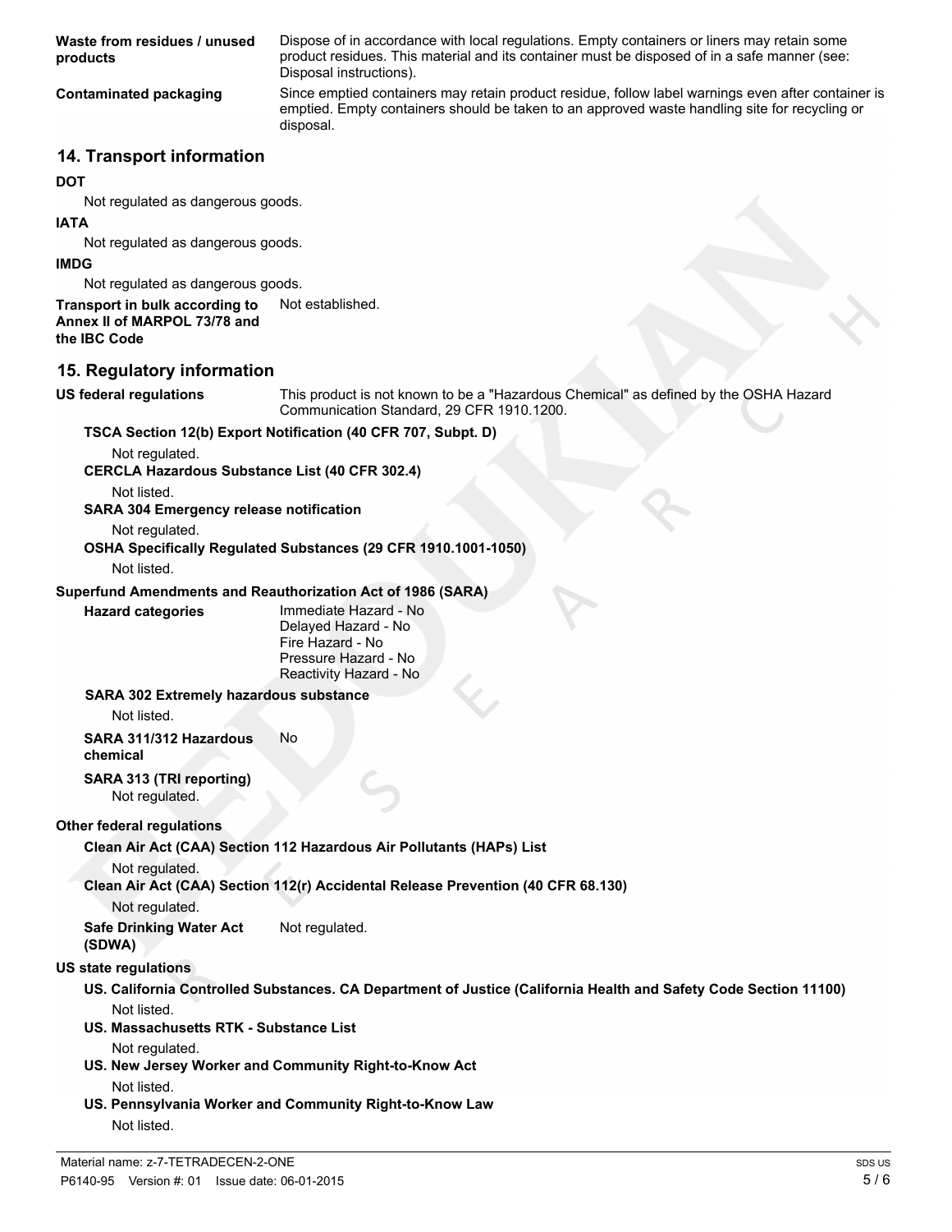| | |
|---|---|
| **Waste from residues / unused products** | Dispose of in accordance with local regulations. Empty containers or liners may retain some product residues. This material and its container must be disposed of in a safe manner (see: Disposal instructions). |
| **Contaminated packaging** | Since emptied containers may retain product residue, follow label warnings even after container is emptied. Empty containers should be taken to an approved waste handling site for recycling or disposal. |

## 14. Transport information

**DOT**

Not regulated as dangerous goods.

**IATA**

Not regulated as dangerous goods.

**IMDG**

Not regulated as dangerous goods.

**Transport in bulk according to Annex II of MARPOL 73/78 and the IBC Code** Not established.

## 15. Regulatory information

**US federal regulations** This product is not known to be a "Hazardous Chemical" as defined by the OSHA Hazard Communication Standard, 29 CFR 1910.1200.

**TSCA Section 12(b) Export Notification (40 CFR 707, Subpt. D)**

Not regulated.

**CERCLA Hazardous Substance List (40 CFR 302.4)**

Not listed.

**SARA 304 Emergency release notification**

Not regulated.

**OSHA Specifically Regulated Substances (29 CFR 1910.1001-1050)**

Not listed.

**Superfund Amendments and Reauthorization Act of 1986 (SARA)**

**Hazard categories**
Immediate Hazard - No
Delayed Hazard - No
Fire Hazard - No
Pressure Hazard - No
Reactivity Hazard - No

**SARA 302 Extremely hazardous substance**

Not listed.

**SARA 311/312 Hazardous chemical** No

**SARA 313 (TRI reporting)**

Not regulated.

**Other federal regulations**

**Clean Air Act (CAA) Section 112 Hazardous Air Pollutants (HAPs) List**

Not regulated.

**Clean Air Act (CAA) Section 112(r) Accidental Release Prevention (40 CFR 68.130)**

Not regulated.

**Safe Drinking Water Act (SDWA)** Not regulated.

**US state regulations**

**US. California Controlled Substances. CA Department of Justice (California Health and Safety Code Section 11100)**

Not listed.

**US. Massachusetts RTK - Substance List**

Not regulated.

**US. New Jersey Worker and Community Right-to-Know Act**

Not listed.

**US. Pennsylvania Worker and Community Right-to-Know Law**

Not listed.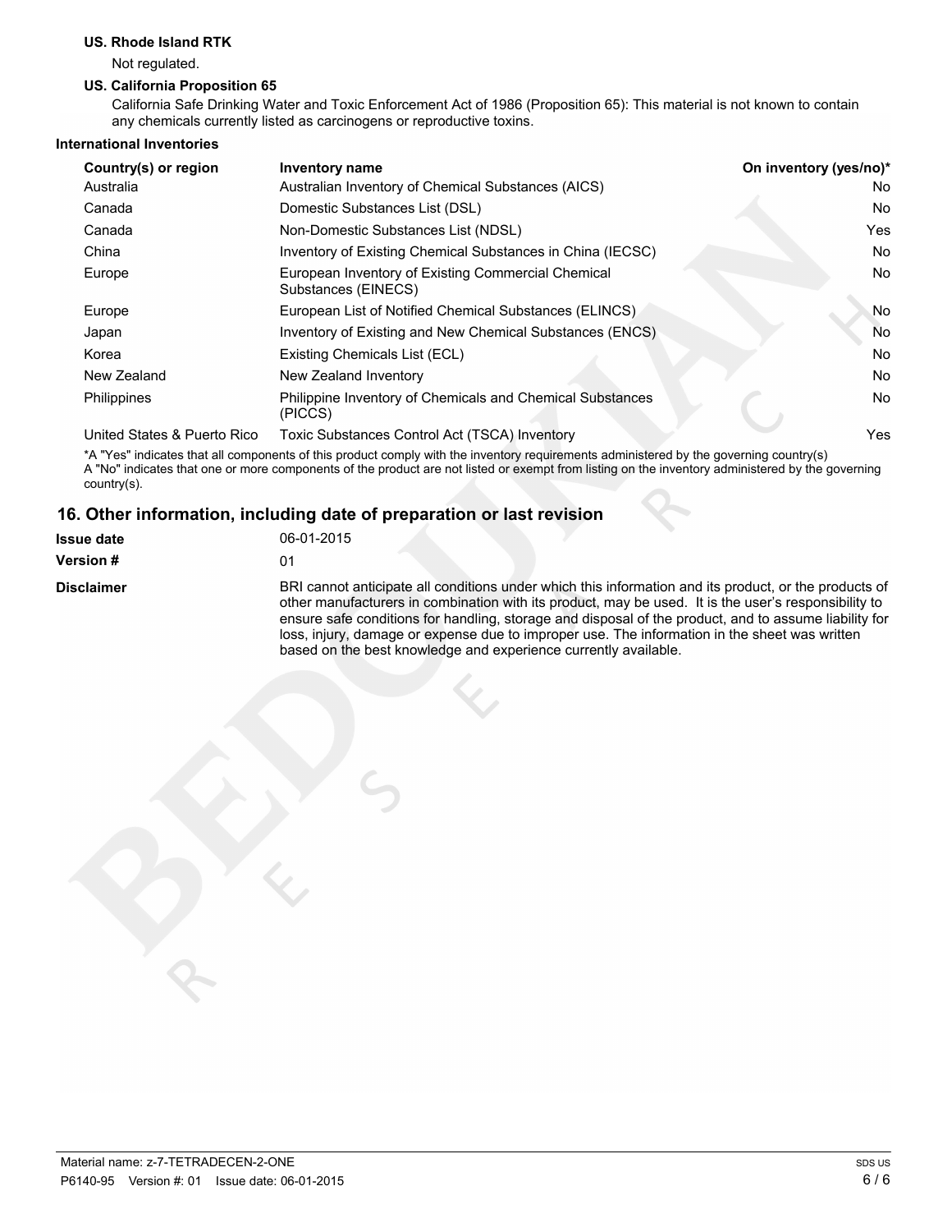**US. Rhode Island RTK**

Not regulated.

**US. California Proposition 65**

California Safe Drinking Water and Toxic Enforcement Act of 1986 (Proposition 65): This material is not known to contain any chemicals currently listed as carcinogens or reproductive toxins.

**International Inventories**

| Country(s) or region | Inventory name | On inventory (yes/no)* |
|---|---|---|
| Australia | Australian Inventory of Chemical Substances (AICS) | No |
| Canada | Domestic Substances List (DSL) | No |
| Canada | Non-Domestic Substances List (NDSL) | Yes |
| China | Inventory of Existing Chemical Substances in China (IECSC) | No |
| Europe | European Inventory of Existing Commercial Chemical Substances (EINECS) | No |
| Europe | European List of Notified Chemical Substances (ELINCS) | No |
| Japan | Inventory of Existing and New Chemical Substances (ENCS) | No |
| Korea | Existing Chemicals List (ECL) | No |
| New Zealand | New Zealand Inventory | No |
| Philippines | Philippine Inventory of Chemicals and Chemical Substances (PICCS) | No |
| United States & Puerto Rico | Toxic Substances Control Act (TSCA) Inventory | Yes |

*A "Yes" indicates that all components of this product comply with the inventory requirements administered by the governing country(s)
A "No" indicates that one or more components of the product are not listed or exempt from listing on the inventory administered by the governing country(s).

## 16. Other information, including date of preparation or last revision

**Issue date** 06-01-2015

**Version #** 01

**Disclaimer** BRI cannot anticipate all conditions under which this information and its product, or the products of other manufacturers in combination with its product, may be used. It is the user's responsibility to ensure safe conditions for handling, storage and disposal of the product, and to assume liability for loss, injury, damage or expense due to improper use. The information in the sheet was written based on the best knowledge and experience currently available.